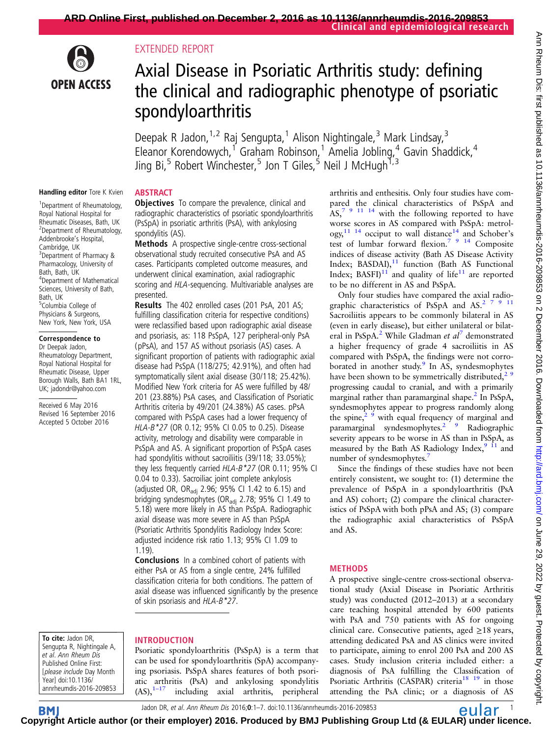EXTENDED REPORT

# Axial Disease in Psoriatic Arthritis study: defining the clinical and radiographic phenotype of psoriatic spondyloarthritis

Deepak R Jadon,[1,2] Raj Sengupta,[1] Alison Nightingale,[3] Mark Lindsay,[3] Eleanor Korendowych,[1] Graham Robinson,[1] Amelia Jobling,[4] Gavin Shaddick,[4] Jing Bi,[5] Robert Winchester,[5] Jon T Giles,[5] Neil J McHugh[1,3]

**Handling editor** Tore K Kvien

[1]Department of Rheumatology, Royal National Hospital for Rheumatic Diseases, Bath, UK
[2]Department of Rheumatology, Addenbrooke's Hospital, Cambridge, UK
[3]Department of Pharmacy & Pharmacology, University of Bath, Bath, UK
[4]Department of Mathematical Sciences, University of Bath, Bath, UK
[5]Columbia College of Physicians & Surgeons, New York, New York, USA

**Correspondence to**
Dr Deepak Jadon, Rheumatology Department, Royal National Hospital for Rheumatic Disease, Upper Borough Walls, Bath BA1 1RL, UK; jadondr@yahoo.com

Received 6 May 2016
Revised 16 September 2016
Accepted 5 October 2016

**To cite:** Jadon DR, Sengupta R, Nightingale A, *et al. Ann Rheum Dis* Published Online First: [*please include* Day Month Year] doi:10.1136/annrheumdis-2016-209853

## ABSTRACT

**Objectives** To compare the prevalence, clinical and radiographic characteristics of psoriatic spondyloarthritis (PsSpA) in psoriatic arthritis (PsA), with ankylosing spondylitis (AS).

**Methods** A prospective single-centre cross-sectional observational study recruited consecutive PsA and AS cases. Participants completed outcome measures, and underwent clinical examination, axial radiographic scoring and *HLA*-sequencing. Multivariable analyses are presented.

**Results** The 402 enrolled cases (201 PsA, 201 AS; fulfilling classification criteria for respective conditions) were reclassified based upon radiographic axial disease and psoriasis, as: 118 PsSpA, 127 peripheral-only PsA (pPsA), and 157 AS without psoriasis (AS) cases. A significant proportion of patients with radiographic axial disease had PsSpA (118/275; 42.91%), and often had symptomatically silent axial disease (30/118; 25.42%). Modified New York criteria for AS were fulfilled by 48/201 (23.88%) PsA cases, and Classification of Psoriatic Arthritis criteria by 49/201 (24.38%) AS cases. pPsA compared with PsSpA cases had a lower frequency of *HLA-B\*27* (OR 0.12; 95% CI 0.05 to 0.25). Disease activity, metrology and disability were comparable in PsSpA and AS. A significant proportion of PsSpA cases had spondylitis without sacroiliitis (39/118; 33.05%); they less frequently carried *HLA-B\*27* (OR 0.11; 95% CI 0.04 to 0.33). Sacroiliac joint complete ankylosis (adjusted OR, $OR_{adj}$ 2.96; 95% CI 1.42 to 6.15) and bridging syndesmophytes ($OR_{adj}$ 2.78; 95% CI 1.49 to 5.18) were more likely in AS than PsSpA. Radiographic axial disease was more severe in AS than PsSpA (Psoriatic Arthritis Spondylitis Radiology Index Score: adjusted incidence risk ratio 1.13; 95% CI 1.09 to 1.19).

**Conclusions** In a combined cohort of patients with either PsA or AS from a single centre, 24% fulfilled classification criteria for both conditions. The pattern of axial disease was influenced significantly by the presence of skin psoriasis and *HLA-B\*27*.

## INTRODUCTION

Psoriatic spondyloarthritis (PsSpA) is a term that can be used for spondyloarthritis (SpA) accompanying psoriasis. PsSpA shares features of both psoriatic arthritis (PsA) and ankylosing spondylitis (AS),[1–17] including axial arthritis, peripheral arthritis and enthesitis. Only four studies have compared the clinical characteristics of PsSpA and AS,[7 9 11 14] with the following reported to have worse scores in AS compared with PsSpA: metrology,[11 14] occiput to wall distance[14] and Schober's test of lumbar forward flexion.[7 9 14] Composite indices of disease activity (Bath AS Disease Activity Index; BASDAI),[11] function (Bath AS Functional Index; BASFI)[11] and quality of life[11] are reported to be no different in AS and PsSpA.

Only four studies have compared the axial radiographic characteristics of PsSpA and AS.[2 7 9 11] Sacroiliitis appears to be commonly bilateral in AS (even in early disease), but either unilateral or bilateral in PsSpA.[2] While Gladman *et al*[7] demonstrated a higher frequency of grade 4 sacroiliitis in AS compared with PsSpA, the findings were not corroborated in another study.[9] In AS, syndesmophytes have been shown to be symmetrically distributed,[2 9] progressing caudal to cranial, and with a primarily marginal rather than paramarginal shape.[2] In PsSpA, syndesmophytes appear to progress randomly along the spine,[2 9] with equal frequency of marginal and paramarginal syndesmophytes.[2 9] Radiographic severity appears to be worse in AS than in PsSpA, as measured by the Bath AS Radiology Index,[9 11] and number of syndesmophytes.[7]

Since the findings of these studies have not been entirely consistent, we sought to: (1) determine the prevalence of PsSpA in a spondyloarthritis (PsA and AS) cohort; (2) compare the clinical characteristics of PsSpA with both pPsA and AS; (3) compare the radiographic axial characteristics of PsSpA and AS.

## METHODS

A prospective single-centre cross-sectional observational study (Axial Disease in Psoriatic Arthritis study) was conducted (2012–2013) at a secondary care teaching hospital attended by 600 patients with PsA and 750 patients with AS for ongoing clinical care. Consecutive patients, aged ≥18 years, attending dedicated PsA and AS clinics were invited to participate, aiming to enrol 200 PsA and 200 AS cases. Study inclusion criteria included either: a diagnosis of PsA fulfilling the Classification of Psoriatic Arthritis (CASPAR) criteria[18 19] in those attending the PsA clinic; or a diagnosis of AS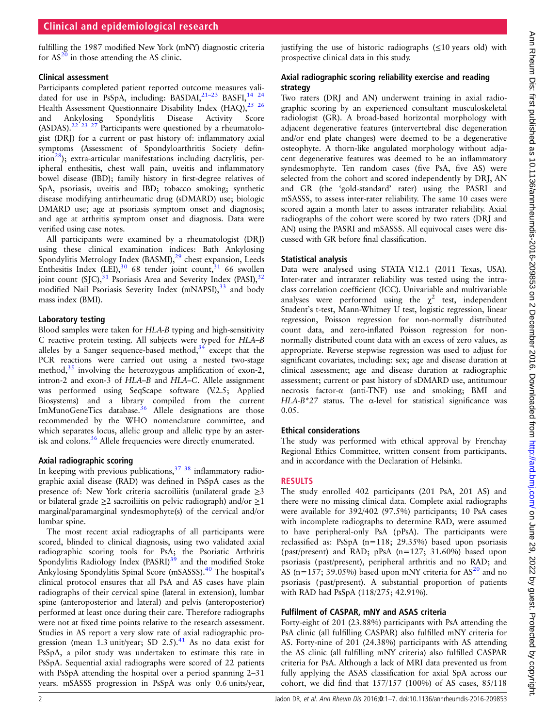fulfilling the 1987 modified New York (mNY) diagnostic criteria for AS[20] in those attending the AS clinic.

### Clinical assessment

Participants completed patient reported outcome measures validated for use in PsSpA, including: BASDAI,[21–23] BASFI,[14 24] Health Assessment Questionnaire Disability Index (HAQ),[25 26] and Ankylosing Spondylitis Disease Activity Score (ASDAS).[22 23 27] Participants were questioned by a rheumatologist (DRJ) for a current or past history of: inflammatory axial symptoms (Assessment of Spondyloarthritis Society definition[28]); extra-articular manifestations including dactylitis, peripheral enthesitis, chest wall pain, uveitis and inflammatory bowel disease (IBD); family history in first-degree relatives of SpA, psoriasis, uveitis and IBD; tobacco smoking; synthetic disease modifying antirheumatic drug (sDMARD) use; biologic DMARD use; age at psoriasis symptom onset and diagnosis; and age at arthritis symptom onset and diagnosis. Data were verified using case notes.

All participants were examined by a rheumatologist (DRJ) using these clinical examination indices: Bath Ankylosing Spondylitis Metrology Index (BASMI),[29] chest expansion, Leeds Enthesitis Index (LEI),[30] 68 tender joint count,[31] 66 swollen joint count (SJC),[31] Psoriasis Area and Severity Index (PASI),[32] modified Nail Psoriasis Severity Index (mNAPSI),[33] and body mass index (BMI).

### Laboratory testing

Blood samples were taken for *HLA-B* typing and high-sensitivity C reactive protein testing. All subjects were typed for *HLA–B* alleles by a Sanger sequence-based method,[34] except that the PCR reactions were carried out using a nested two-stage method,[35] involving the heterozygous amplification of exon-2, intron-2 and exon-3 of *HLA–B* and *HLA–C*. Allele assignment was performed using SeqScape software (V.2.5; Applied Biosystems) and a library compiled from the current ImMunoGeneTics database.[36] Allele designations are those recommended by the WHO nomenclature committee, and which separates locus, allelic group and allelic type by an asterisk and colons.[36] Allele frequencies were directly enumerated.

### Axial radiographic scoring

In keeping with previous publications,[37 38] inflammatory radiographic axial disease (RAD) was defined in PsSpA cases as the presence of: New York criteria sacroiliitis (unilateral grade ≥3 or bilateral grade ≥2 sacroiliitis on pelvic radiograph) and/or ≥1 marginal/paramarginal syndesmophyte(s) of the cervical and/or lumbar spine.

The most recent axial radiographs of all participants were scored, blinded to clinical diagnosis, using two validated axial radiographic scoring tools for PsA; the Psoriatic Arthritis Spondylitis Radiology Index (PASRI)[39] and the modified Stoke Ankylosing Spondylitis Spinal Score (mSASSS).[40] The hospital's clinical protocol ensures that all PsA and AS cases have plain radiographs of their cervical spine (lateral in extension), lumbar spine (anteroposterior and lateral) and pelvis (anteroposterior) performed at least once during their care. Therefore radiographs were not at fixed time points relative to the research assessment. Studies in AS report a very slow rate of axial radiographic progression (mean 1.3 unit/year; SD 2.5).[41] As no data exist for PsSpA, a pilot study was undertaken to estimate this rate in PsSpA. Sequential axial radiographs were scored of 22 patients with PsSpA attending the hospital over a period spanning 2–31 years. mSASSS progression in PsSpA was only 0.6 units/year, justifying the use of historic radiographs (≤10 years old) with prospective clinical data in this study.

### Axial radiographic scoring reliability exercise and reading strategy

Two raters (DRJ and AN) underwent training in axial radiographic scoring by an experienced consultant musculoskeletal radiologist (GR). A broad-based horizontal morphology with adjacent degenerative features (intervertebral disc degeneration and/or end plate changes) were deemed to be a degenerative osteophyte. A thorn-like angulated morphology without adjacent degenerative features was deemed to be an inflammatory syndesmophyte. Ten random cases (five PsA, five AS) were selected from the cohort and scored independently by DRJ, AN and GR (the 'gold-standard' rater) using the PASRI and mSASSS, to assess inter-rater reliability. The same 10 cases were scored again a month later to assess intrarater reliability. Axial radiographs of the cohort were scored by two raters (DRJ and AN) using the PASRI and mSASSS. All equivocal cases were discussed with GR before final classification.

### Statistical analysis

Data were analysed using STATA V.12.1 (2011 Texas, USA). Inter-rater and intrarater reliability was tested using the intraclass correlation coefficient (ICC). Univariable and multivariable analyses were performed using the $\chi^2$ test, independent Student's t-test, Mann-Whitney U test, logistic regression, linear regression, Poisson regression for non-normally distributed count data, and zero-inflated Poisson regression for non-normally distributed count data with an excess of zero values, as appropriate. Reverse stepwise regression was used to adjust for significant covariates, including: sex; age and disease duration at clinical assessment; age and disease duration at radiographic assessment; current or past history of sDMARD use, antitumour necrosis factor-α (anti-TNF) use and smoking; BMI and *HLA-B\*27* status. The α-level for statistical significance was 0.05.

### Ethical considerations

The study was performed with ethical approval by Frenchay Regional Ethics Committee, written consent from participants, and in accordance with the Declaration of Helsinki.

## RESULTS

The study enrolled 402 participants (201 PsA, 201 AS) and there were no missing clinical data. Complete axial radiographs were available for 392/402 (97.5%) participants; 10 PsA cases with incomplete radiographs to determine RAD, were assumed to have peripheral-only PsA (pPsA). The participants were reclassified as: PsSpA (n=118; 29.35%) based upon psoriasis (past/present) and RAD; pPsA (n=127; 31.60%) based upon psoriasis (past/present), peripheral arthritis and no RAD; and AS (n=157; 39.05%) based upon mNY criteria for AS[20] and no psoriasis (past/present). A substantial proportion of patients with RAD had PsSpA (118/275; 42.91%).

### Fulfilment of CASPAR, mNY and ASAS criteria

Forty-eight of 201 (23.88%) participants with PsA attending the PsA clinic (all fulfilling CASPAR) also fulfilled mNY criteria for AS. Forty-nine of 201 (24.38%) participants with AS attending the AS clinic (all fulfilling mNY criteria) also fulfilled CASPAR criteria for PsA. Although a lack of MRI data prevented us from fully applying the ASAS classification for axial SpA across our cohort, we did find that 157/157 (100%) of AS cases, 85/118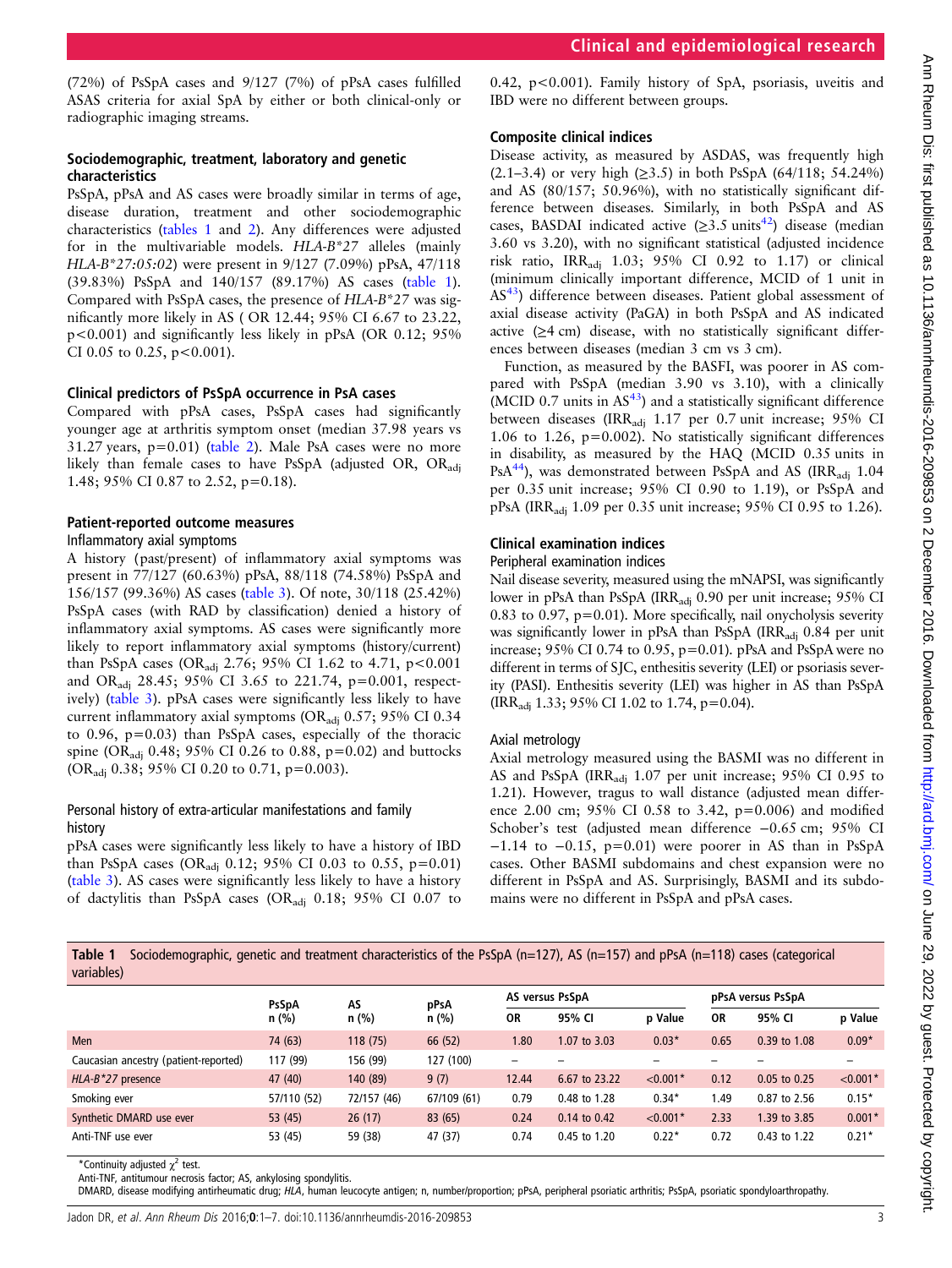(72%) of PsSpA cases and 9/127 (7%) of pPsA cases fulfilled ASAS criteria for axial SpA by either or both clinical-only or radiographic imaging streams.

### Sociodemographic, treatment, laboratory and genetic characteristics

PsSpA, pPsA and AS cases were broadly similar in terms of age, disease duration, treatment and other sociodemographic characteristics (tables 1 and 2). Any differences were adjusted for in the multivariable models. *HLA-B*27* alleles (mainly *HLA-B*27:05:02*) were present in 9/127 (7.09%) pPsA, 47/118 (39.83%) PsSpA and 140/157 (89.17%) AS cases (table 1). Compared with PsSpA cases, the presence of *HLA-B*27* was significantly more likely in AS ( OR 12.44; 95% CI 6.67 to 23.22, p<0.001) and significantly less likely in pPsA (OR 0.12; 95% CI 0.05 to 0.25, p<0.001).

### Clinical predictors of PsSpA occurrence in PsA cases

Compared with pPsA cases, PsSpA cases had significantly younger age at arthritis symptom onset (median 37.98 years vs 31.27 years, p=0.01) (table 2). Male PsA cases were no more likely than female cases to have PsSpA (adjusted OR, $OR_{adj}$ 1.48; 95% CI 0.87 to 2.52, p=0.18).

### Patient-reported outcome measures

#### Inflammatory axial symptoms

A history (past/present) of inflammatory axial symptoms was present in 77/127 (60.63%) pPsA, 88/118 (74.58%) PsSpA and 156/157 (99.36%) AS cases (table 3). Of note, 30/118 (25.42%) PsSpA cases (with RAD by classification) denied a history of inflammatory axial symptoms. AS cases were significantly more likely to report inflammatory axial symptoms (history/current) than PsSpA cases ($OR_{adj}$ 2.76; 95% CI 1.62 to 4.71, p<0.001 and $OR_{adj}$ 28.45; 95% CI 3.65 to 221.74, p=0.001, respectively) (table 3). pPsA cases were significantly less likely to have current inflammatory axial symptoms ($OR_{adj}$ 0.57; 95% CI 0.34 to 0.96, p=0.03) than PsSpA cases, especially of the thoracic spine ($OR_{adj}$ 0.48; 95% CI 0.26 to 0.88, p=0.02) and buttocks ($OR_{adj}$ 0.38; 95% CI 0.20 to 0.71, p=0.003).

#### Personal history of extra-articular manifestations and family history

pPsA cases were significantly less likely to have a history of IBD than PsSpA cases ($OR_{adj}$ 0.12; 95% CI 0.03 to 0.55, p=0.01) (table 3). AS cases were significantly less likely to have a history of dactylitis than PsSpA cases ($OR_{adj}$ 0.18; 95% CI 0.07 to 0.42, p<0.001). Family history of SpA, psoriasis, uveitis and IBD were no different between groups.

### Composite clinical indices

Disease activity, as measured by ASDAS, was frequently high (2.1–3.4) or very high (≥3.5) in both PsSpA (64/118; 54.24%) and AS (80/157; 50.96%), with no statistically significant difference between diseases. Similarly, in both PsSpA and AS cases, BASDAI indicated active (≥3.5 units[42]) disease (median 3.60 vs 3.20), with no significant statistical (adjusted incidence risk ratio, $IRR_{adj}$ 1.03; 95% CI 0.92 to 1.17) or clinical (minimum clinically important difference, MCID of 1 unit in AS[43]) difference between diseases. Patient global assessment of axial disease activity (PaGA) in both PsSpA and AS indicated active (≥4 cm) disease, with no statistically significant differences between diseases (median 3 cm vs 3 cm).

Function, as measured by the BASFI, was poorer in AS compared with PsSpA (median 3.90 vs 3.10), with a clinically (MCID 0.7 units in AS[43]) and a statistically significant difference between diseases ($IRR_{adj}$ 1.17 per 0.7 unit increase; 95% CI 1.06 to 1.26, p=0.002). No statistically significant differences in disability, as measured by the HAQ (MCID 0.35 units in PsA[44]), was demonstrated between PsSpA and AS ($IRR_{adj}$ 1.04 per 0.35 unit increase; 95% CI 0.90 to 1.19), or PsSpA and pPsA ($IRR_{adj}$ 1.09 per 0.35 unit increase; 95% CI 0.95 to 1.26).

### Clinical examination indices

#### Peripheral examination indices

Nail disease severity, measured using the mNAPSI, was significantly lower in pPsA than PsSpA ($IRR_{adj}$ 0.90 per unit increase; 95% CI 0.83 to 0.97, p=0.01). More specifically, nail onycholysis severity was significantly lower in pPsA than PsSpA ($IRR_{adj}$ 0.84 per unit increase; 95% CI 0.74 to 0.95, p=0.01). pPsA and PsSpA were no different in terms of SJC, enthesitis severity (LEI) or psoriasis severity (PASI). Enthesitis severity (LEI) was higher in AS than PsSpA ($IRR_{adj}$ 1.33; 95% CI 1.02 to 1.74, p=0.04).

#### Axial metrology

Axial metrology measured using the BASMI was no different in AS and PsSpA ($IRR_{adj}$ 1.07 per unit increase; 95% CI 0.95 to 1.21). However, tragus to wall distance (adjusted mean difference 2.00 cm; 95% CI 0.58 to 3.42, p=0.006) and modified Schober's test (adjusted mean difference −0.65 cm; 95% CI −1.14 to −0.15, p=0.01) were poorer in AS than in PsSpA cases. Other BASMI subdomains and chest expansion were no different in PsSpA and AS. Surprisingly, BASMI and its subdomains were no different in PsSpA and pPsA cases.

**Table 1** Sociodemographic, genetic and treatment characteristics of the PsSpA (n=127), AS (n=157) and pPsA (n=118) cases (categorical variables)

| | PsSpA | AS | pPsA | AS versus PsSpA | | | pPsA versus PsSpA | | |
|---|---|---|---|---|---|---|---|---|---|
| | n (%) | n (%) | n (%) | OR | 95% CI | p Value | OR | 95% CI | p Value |
| Men | 74 (63) | 118 (75) | 66 (52) | 1.80 | 1.07 to 3.03 | 0.03* | 0.65 | 0.39 to 1.08 | 0.09* |
| Caucasian ancestry (patient-reported) | 117 (99) | 156 (99) | 127 (100) | – | – | – | – | – | – |
| *HLA-B*27* presence | 47 (40) | 140 (89) | 9 (7) | 12.44 | 6.67 to 23.22 | <0.001* | 0.12 | 0.05 to 0.25 | <0.001* |
| Smoking ever | 57/110 (52) | 72/157 (46) | 67/109 (61) | 0.79 | 0.48 to 1.28 | 0.34* | 1.49 | 0.87 to 2.56 | 0.15* |
| Synthetic DMARD use ever | 53 (45) | 26 (17) | 83 (65) | 0.24 | 0.14 to 0.42 | <0.001* | 2.33 | 1.39 to 3.85 | 0.001* |
| Anti-TNF use ever | 53 (45) | 59 (38) | 47 (37) | 0.74 | 0.45 to 1.20 | 0.22* | 0.72 | 0.43 to 1.22 | 0.21* |

*Continuity adjusted $\chi^2$ test.
Anti-TNF, antitumour necrosis factor; AS, ankylosing spondylitis.
DMARD, disease modifying antirheumatic drug; *HLA*, human leucocyte antigen; n, number/proportion; pPsA, peripheral psoriatic arthritis; PsSpA, psoriatic spondyloarthropathy.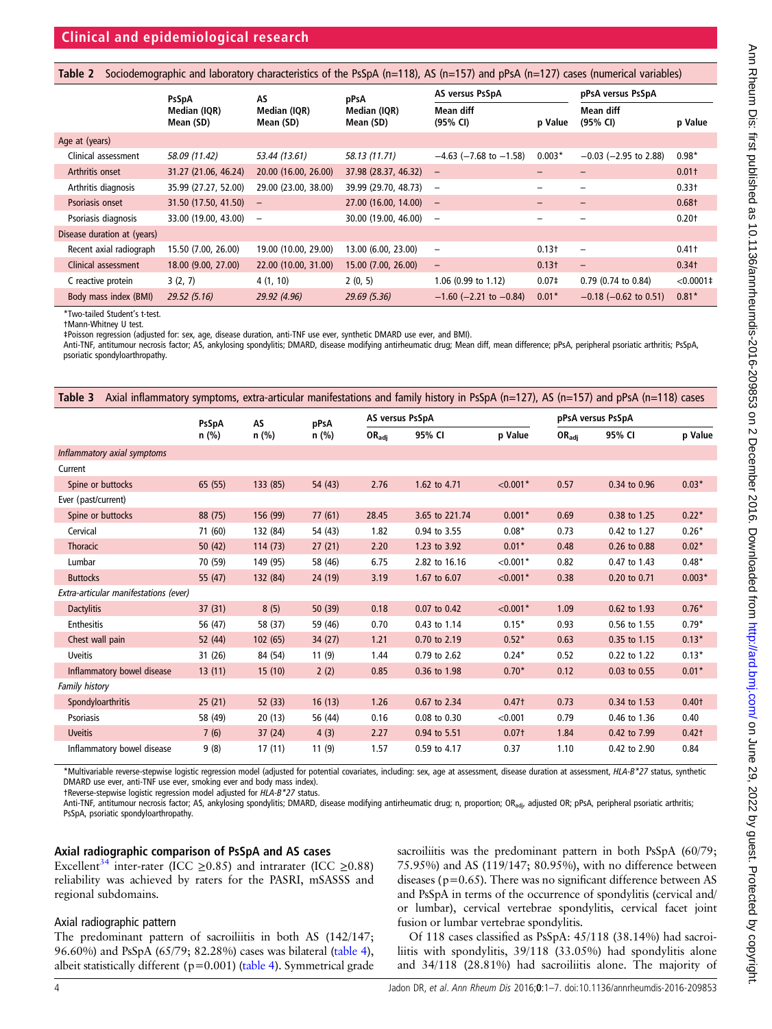**Table 2** Sociodemographic and laboratory characteristics of the PsSpA (n=118), AS (n=157) and pPsA (n=127) cases (numerical variables)

| | PsSpA Median (IQR) Mean (SD) | AS Median (IQR) Mean (SD) | pPsA Median (IQR) Mean (SD) | AS versus PsSpA | | pPsA versus PsSpA | |
|---|---|---|---|---|---|---|---|
| | | | | Mean diff (95% CI) | p Value | Mean diff (95% CI) | p Value |
| *Age at (years)* | | | | | | | |
| Clinical assessment | *58.09 (11.42)* | *53.44 (13.61)* | *58.13 (11.71)* | −4.63 (−7.68 to −1.58) | 0.003* | −0.03 (−2.95 to 2.88) | 0.98* |
| Arthritis onset | 31.27 (21.06, 46.24) | 20.00 (16.00, 26.00) | 37.98 (28.37, 46.32) | – | – | – | 0.01† |
| Arthritis diagnosis | 35.99 (27.27, 52.00) | 29.00 (23.00, 38.00) | 39.99 (29.70, 48.73) | – | – | – | 0.33† |
| Psoriasis onset | 31.50 (17.50, 41.50) | – | 27.00 (16.00, 14.00) | – | – | – | 0.68† |
| Psoriasis diagnosis | 33.00 (19.00, 43.00) | – | 30.00 (19.00, 46.00) | – | – | – | 0.20† |
| *Disease duration at (years)* | | | | | | | |
| Recent axial radiograph | 15.50 (7.00, 26.00) | 19.00 (10.00, 29.00) | 13.00 (6.00, 23.00) | – | 0.13† | – | 0.41† |
| Clinical assessment | 18.00 (9.00, 27.00) | 22.00 (10.00, 31.00) | 15.00 (7.00, 26.00) | – | 0.13† | – | 0.34† |
| C reactive protein | 3 (2, 7) | 4 (1, 10) | 2 (0, 5) | 1.06 (0.99 to 1.12) | 0.07‡ | 0.79 (0.74 to 0.84) | <0.0001‡ |
| Body mass index (BMI) | *29.52 (5.16)* | *29.92 (4.96)* | *29.69 (5.36)* | −1.60 (−2.21 to −0.84) | 0.01* | −0.18 (−0.62 to 0.51) | 0.81* |

*Two-tailed Student's t-test.
†Mann-Whitney U test.
‡Poisson regression (adjusted for: sex, age, disease duration, anti-TNF use ever, synthetic DMARD use ever, and BMI).
Anti-TNF, antitumour necrosis factor; AS, ankylosing spondylitis; DMARD, disease modifying antirheumatic drug; Mean diff, mean difference; pPsA, peripheral psoriatic arthritis; PsSpA, psoriatic spondyloarthropathy.

**Table 3** Axial inflammatory symptoms, extra-articular manifestations and family history in PsSpA (n=127), AS (n=157) and pPsA (n=118) cases

| | PsSpA n (%) | AS n (%) | pPsA n (%) | AS versus PsSpA | | | pPsA versus PsSpA | | |
|---|---|---|---|---|---|---|---|---|---|
| | | | | $OR_{adj}$ | 95% CI | p Value | $OR_{adj}$ | 95% CI | p Value |
| *Inflammatory axial symptoms* | | | | | | | | | |
| Current | | | | | | | | | |
| Spine or buttocks | 65 (55) | 133 (85) | 54 (43) | 2.76 | 1.62 to 4.71 | <0.001* | 0.57 | 0.34 to 0.96 | 0.03* |
| Ever (past/current) | | | | | | | | | |
| Spine or buttocks | 88 (75) | 156 (99) | 77 (61) | 28.45 | 3.65 to 221.74 | 0.001* | 0.69 | 0.38 to 1.25 | 0.22* |
| Cervical | 71 (60) | 132 (84) | 54 (43) | 1.82 | 0.94 to 3.55 | 0.08* | 0.73 | 0.42 to 1.27 | 0.26* |
| Thoracic | 50 (42) | 114 (73) | 27 (21) | 2.20 | 1.23 to 3.92 | 0.01* | 0.48 | 0.26 to 0.88 | 0.02* |
| Lumbar | 70 (59) | 149 (95) | 58 (46) | 6.75 | 2.82 to 16.16 | <0.001* | 0.82 | 0.47 to 1.43 | 0.48* |
| Buttocks | 55 (47) | 132 (84) | 24 (19) | 3.19 | 1.67 to 6.07 | <0.001* | 0.38 | 0.20 to 0.71 | 0.003* |
| *Extra-articular manifestations (ever)* | | | | | | | | | |
| Dactylitis | 37 (31) | 8 (5) | 50 (39) | 0.18 | 0.07 to 0.42 | <0.001* | 1.09 | 0.62 to 1.93 | 0.76* |
| Enthesitis | 56 (47) | 58 (37) | 59 (46) | 0.70 | 0.43 to 1.14 | 0.15* | 0.93 | 0.56 to 1.55 | 0.79* |
| Chest wall pain | 52 (44) | 102 (65) | 34 (27) | 1.21 | 0.70 to 2.19 | 0.52* | 0.63 | 0.35 to 1.15 | 0.13* |
| Uveitis | 31 (26) | 84 (54) | 11 (9) | 1.44 | 0.79 to 2.62 | 0.24* | 0.52 | 0.22 to 1.22 | 0.13* |
| Inflammatory bowel disease | 13 (11) | 15 (10) | 2 (2) | 0.85 | 0.36 to 1.98 | 0.70* | 0.12 | 0.03 to 0.55 | 0.01* |
| *Family history* | | | | | | | | | |
| Spondyloarthritis | 25 (21) | 52 (33) | 16 (13) | 1.26 | 0.67 to 2.34 | 0.47† | 0.73 | 0.34 to 1.53 | 0.40† |
| Psoriasis | 58 (49) | 20 (13) | 56 (44) | 0.16 | 0.08 to 0.30 | <0.001 | 0.79 | 0.46 to 1.36 | 0.40 |
| Uveitis | 7 (6) | 37 (24) | 4 (3) | 2.27 | 0.94 to 5.51 | 0.07† | 1.84 | 0.42 to 7.99 | 0.42† |
| Inflammatory bowel disease | 9 (8) | 17 (11) | 11 (9) | 1.57 | 0.59 to 4.17 | 0.37 | 1.10 | 0.42 to 2.90 | 0.84 |

*Multivariable reverse-stepwise logistic regression model (adjusted for potential covariates, including: sex, age at assessment, disease duration at assessment, *HLA-B\*27* status, synthetic DMARD use ever, anti-TNF use ever, smoking ever and body mass index).
†Reverse-stepwise logistic regression model adjusted for *HLA-B\*27* status.
Anti-TNF, antitumour necrosis factor; AS, ankylosing spondylitis; DMARD, disease modifying antirheumatic drug; n, proportion; $OR_{adj}$, adjusted OR; pPsA, peripheral psoriatic arthritis; PsSpA, psoriatic spondyloarthropathy.

## Axial radiographic comparison of PsSpA and AS cases

Excellent[34] inter-rater (ICC ≥0.85) and intrarater (ICC ≥0.88) reliability was achieved by raters for the PASRI, mSASSS and regional subdomains.

### Axial radiographic pattern

The predominant pattern of sacroiliitis in both AS (142/147; 96.60%) and PsSpA (65/79; 82.28%) cases was bilateral (table 4), albeit statistically different (p=0.001) (table 4). Symmetrical grade sacroiliitis was the predominant pattern in both PsSpA (60/79; 75.95%) and AS (119/147; 80.95%), with no difference between diseases (p=0.65). There was no significant difference between AS and PsSpA in terms of the occurrence of spondylitis (cervical and/or lumbar), cervical vertebrae spondylitis, cervical facet joint fusion or lumbar vertebrae spondylitis.

Of 118 cases classified as PsSpA: 45/118 (38.14%) had sacroiliitis with spondylitis, 39/118 (33.05%) had spondylitis alone and 34/118 (28.81%) had sacroiliitis alone. The majority of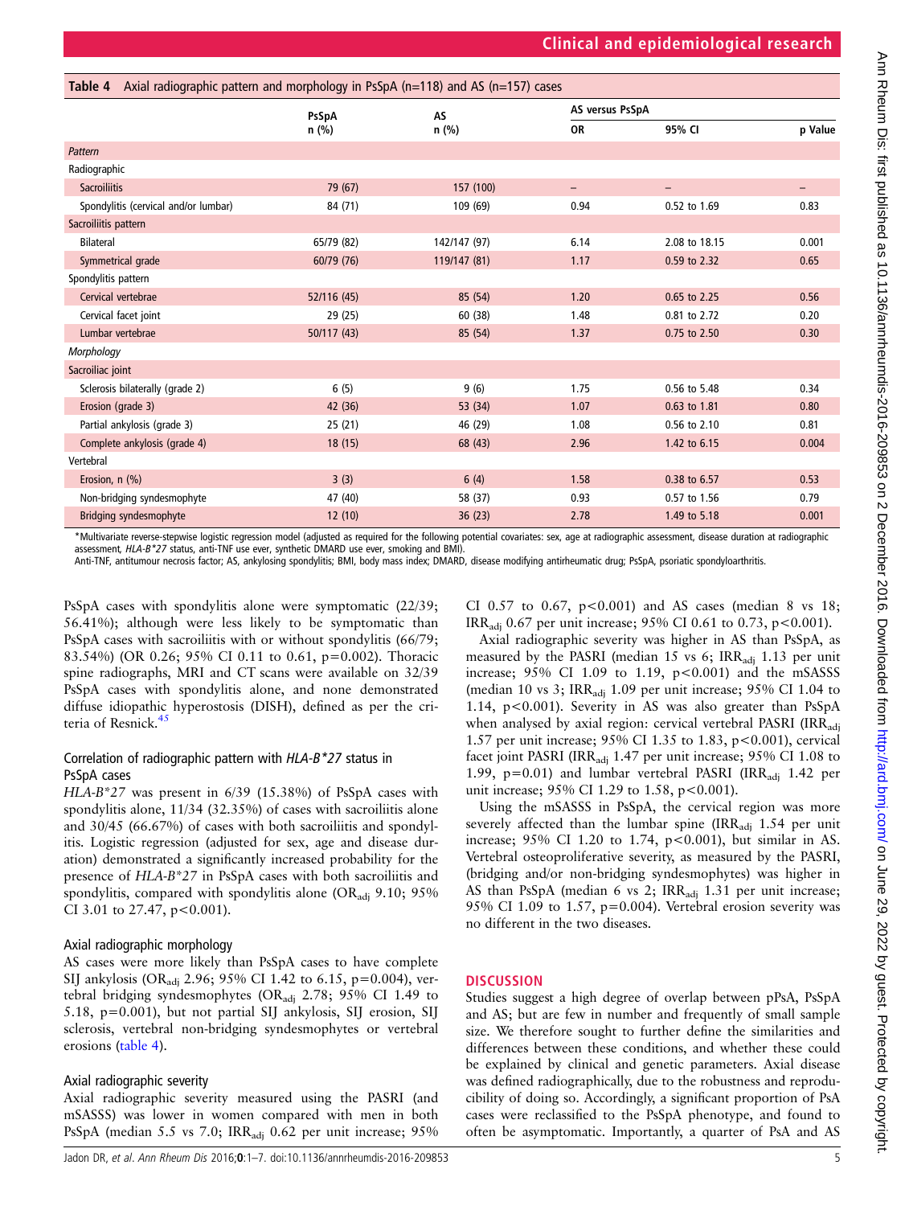**Table 4** Axial radiographic pattern and morphology in PsSpA (n=118) and AS (n=157) cases

| | PsSpA n (%) | AS n (%) | AS versus PsSpA | | |
|---|---|---|---|---|---|
| | | | OR | 95% CI | p Value |
| *Pattern* | | | | | |
| Radiographic | | | | | |
| Sacroiliitis | 79 (67) | 157 (100) | – | – | – |
| Spondylitis (cervical and/or lumbar) | 84 (71) | 109 (69) | 0.94 | 0.52 to 1.69 | 0.83 |
| Sacroiliitis pattern | | | | | |
| Bilateral | 65/79 (82) | 142/147 (97) | 6.14 | 2.08 to 18.15 | 0.001 |
| Symmetrical grade | 60/79 (76) | 119/147 (81) | 1.17 | 0.59 to 2.32 | 0.65 |
| Spondylitis pattern | | | | | |
| Cervical vertebrae | 52/116 (45) | 85 (54) | 1.20 | 0.65 to 2.25 | 0.56 |
| Cervical facet joint | 29 (25) | 60 (38) | 1.48 | 0.81 to 2.72 | 0.20 |
| Lumbar vertebrae | 50/117 (43) | 85 (54) | 1.37 | 0.75 to 2.50 | 0.30 |
| *Morphology* | | | | | |
| Sacroiliac joint | | | | | |
| Sclerosis bilaterally (grade 2) | 6 (5) | 9 (6) | 1.75 | 0.56 to 5.48 | 0.34 |
| Erosion (grade 3) | 42 (36) | 53 (34) | 1.07 | 0.63 to 1.81 | 0.80 |
| Partial ankylosis (grade 3) | 25 (21) | 46 (29) | 1.08 | 0.56 to 2.10 | 0.81 |
| Complete ankylosis (grade 4) | 18 (15) | 68 (43) | 2.96 | 1.42 to 6.15 | 0.004 |
| Vertebral | | | | | |
| Erosion, n (%) | 3 (3) | 6 (4) | 1.58 | 0.38 to 6.57 | 0.53 |
| Non-bridging syndesmophyte | 47 (40) | 58 (37) | 0.93 | 0.57 to 1.56 | 0.79 |
| Bridging syndesmophyte | 12 (10) | 36 (23) | 2.78 | 1.49 to 5.18 | 0.001 |

*Multivariate reverse-stepwise logistic regression model (adjusted as required for the following potential covariates: sex, age at radiographic assessment, disease duration at radiographic assessment, *HLA-B*27* status, anti-TNF use ever, synthetic DMARD use ever, smoking and BMI).
Anti-TNF, antitumour necrosis factor; AS, ankylosing spondylitis; BMI, body mass index; DMARD, disease modifying antirheumatic drug; PsSpA, psoriatic spondyloarthritis.

PsSpA cases with spondylitis alone were symptomatic (22/39; 56.41%); although were less likely to be symptomatic than PsSpA cases with sacroiliitis with or without spondylitis (66/79; 83.54%) (OR 0.26; 95% CI 0.11 to 0.61, p=0.002). Thoracic spine radiographs, MRI and CT scans were available on 32/39 PsSpA cases with spondylitis alone, and none demonstrated diffuse idiopathic hyperostosis (DISH), defined as per the criteria of Resnick.[45]

### Correlation of radiographic pattern with *HLA-B*27* status in PsSpA cases

*HLA-B*27* was present in 6/39 (15.38%) of PsSpA cases with spondylitis alone, 11/34 (32.35%) of cases with sacroiliitis alone and 30/45 (66.67%) of cases with both sacroiliitis and spondylitis. Logistic regression (adjusted for sex, age and disease duration) demonstrated a significantly increased probability for the presence of *HLA-B*27* in PsSpA cases with both sacroiliitis and spondylitis, compared with spondylitis alone ($OR_{adj}$ 9.10; 95% CI 3.01 to 27.47, p<0.001).

### Axial radiographic morphology

AS cases were more likely than PsSpA cases to have complete SIJ ankylosis ($OR_{adj}$ 2.96; 95% CI 1.42 to 6.15, p=0.004), vertebral bridging syndesmophytes ($OR_{adj}$ 2.78; 95% CI 1.49 to 5.18, p=0.001), but not partial SIJ ankylosis, SIJ erosion, SIJ sclerosis, vertebral non-bridging syndesmophytes or vertebral erosions (table 4).

### Axial radiographic severity

Axial radiographic severity measured using the PASRI (and mSASSS) was lower in women compared with men in both PsSpA (median 5.5 vs 7.0; $IRR_{adj}$ 0.62 per unit increase; 95% CI 0.57 to 0.67, p<0.001) and AS cases (median 8 vs 18; $IRR_{adj}$ 0.67 per unit increase; 95% CI 0.61 to 0.73, p<0.001).

Axial radiographic severity was higher in AS than PsSpA, as measured by the PASRI (median 15 vs 6; $IRR_{adj}$ 1.13 per unit increase; 95% CI 1.09 to 1.19, p<0.001) and the mSASSS (median 10 vs 3; $IRR_{adj}$ 1.09 per unit increase; 95% CI 1.04 to 1.14, p<0.001). Severity in AS was also greater than PsSpA when analysed by axial region: cervical vertebral PASRI ($IRR_{adj}$ 1.57 per unit increase; 95% CI 1.35 to 1.83, p<0.001), cervical facet joint PASRI ($IRR_{adj}$ 1.47 per unit increase; 95% CI 1.08 to 1.99, p=0.01) and lumbar vertebral PASRI ($IRR_{adj}$ 1.42 per unit increase; 95% CI 1.29 to 1.58, p<0.001).

Using the mSASSS in PsSpA, the cervical region was more severely affected than the lumbar spine ($IRR_{adj}$ 1.54 per unit increase; 95% CI 1.20 to 1.74, p<0.001), but similar in AS. Vertebral osteoproliferative severity, as measured by the PASRI, (bridging and/or non-bridging syndesmophytes) was higher in AS than PsSpA (median 6 vs 2; $IRR_{adj}$ 1.31 per unit increase; 95% CI 1.09 to 1.57, p=0.004). Vertebral erosion severity was no different in the two diseases.

## DISCUSSION

Studies suggest a high degree of overlap between pPsA, PsSpA and AS; but are few in number and frequently of small sample size. We therefore sought to further define the similarities and differences between these conditions, and whether these could be explained by clinical and genetic parameters. Axial disease was defined radiographically, due to the robustness and reproducibility of doing so. Accordingly, a significant proportion of PsA cases were reclassified to the PsSpA phenotype, and found to often be asymptomatic. Importantly, a quarter of PsA and AS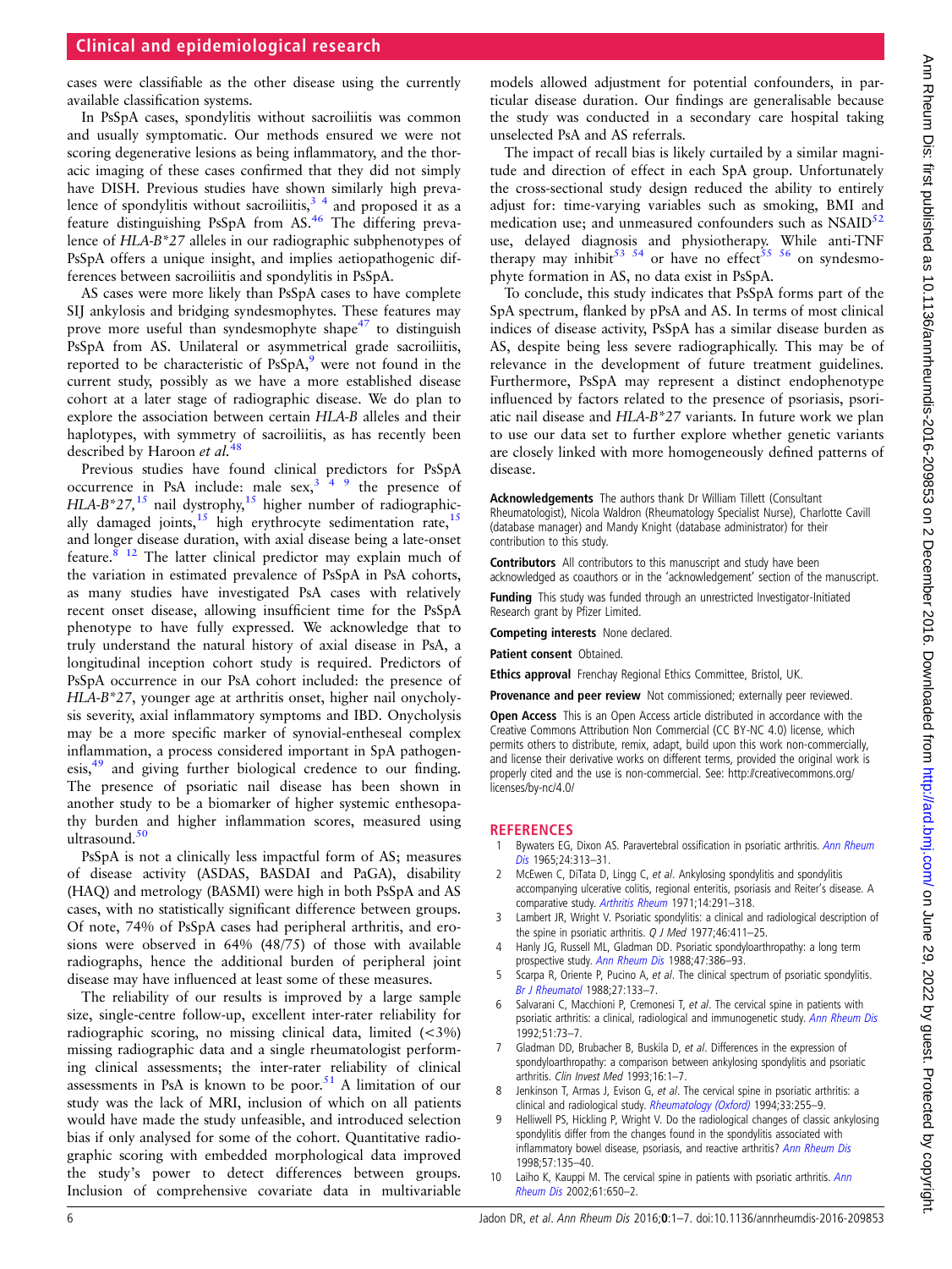cases were classifiable as the other disease using the currently available classification systems.

In PsSpA cases, spondylitis without sacroiliitis was common and usually symptomatic. Our methods ensured we were not scoring degenerative lesions as being inflammatory, and the thoracic imaging of these cases confirmed that they did not simply have DISH. Previous studies have shown similarly high prevalence of spondylitis without sacroiliitis,[3 4] and proposed it as a feature distinguishing PsSpA from AS.[46] The differing prevalence of *HLA-B\*27* alleles in our radiographic subphenotypes of PsSpA offers a unique insight, and implies aetiopathogenic differences between sacroiliitis and spondylitis in PsSpA.

AS cases were more likely than PsSpA cases to have complete SIJ ankylosis and bridging syndesmophytes. These features may prove more useful than syndesmophyte shape[47] to distinguish PsSpA from AS. Unilateral or asymmetrical grade sacroiliitis, reported to be characteristic of PsSpA,[9] were not found in the current study, possibly as we have a more established disease cohort at a later stage of radiographic disease. We do plan to explore the association between certain *HLA-B* alleles and their haplotypes, with symmetry of sacroiliitis, as has recently been described by Haroon *et al*.[48]

Previous studies have found clinical predictors for PsSpA occurrence in PsA include: male sex,[3 4 9] the presence of *HLA-B\*27*,[15] nail dystrophy,[15] higher number of radiographically damaged joints,[15] high erythrocyte sedimentation rate,[15] and longer disease duration, with axial disease being a late-onset feature.[8 12] The latter clinical predictor may explain much of the variation in estimated prevalence of PsSpA in PsA cohorts, as many studies have investigated PsA cases with relatively recent onset disease, allowing insufficient time for the PsSpA phenotype to have fully expressed. We acknowledge that to truly understand the natural history of axial disease in PsA, a longitudinal inception cohort study is required. Predictors of PsSpA occurrence in our PsA cohort included: the presence of *HLA-B\*27*, younger age at arthritis onset, higher nail onycholysis severity, axial inflammatory symptoms and IBD. Onycholysis may be a more specific marker of synovial-entheseal complex inflammation, a process considered important in SpA pathogenesis,[49] and giving further biological credence to our finding. The presence of psoriatic nail disease has been shown in another study to be a biomarker of higher systemic enthesopathy burden and higher inflammation scores, measured using ultrasound.[50]

PsSpA is not a clinically less impactful form of AS; measures of disease activity (ASDAS, BASDAI and PaGA), disability (HAQ) and metrology (BASMI) were high in both PsSpA and AS cases, with no statistically significant difference between groups. Of note, 74% of PsSpA cases had peripheral arthritis, and erosions were observed in 64% (48/75) of those with available radiographs, hence the additional burden of peripheral joint disease may have influenced at least some of these measures.

The reliability of our results is improved by a large sample size, single-centre follow-up, excellent inter-rater reliability for radiographic scoring, no missing clinical data, limited (<3%) missing radiographic data and a single rheumatologist performing clinical assessments; the inter-rater reliability of clinical assessments in PsA is known to be poor.[51] A limitation of our study was the lack of MRI, inclusion of which on all patients would have made the study unfeasible, and introduced selection bias if only analysed for some of the cohort. Quantitative radiographic scoring with embedded morphological data improved the study's power to detect differences between groups. Inclusion of comprehensive covariate data in multivariable models allowed adjustment for potential confounders, in particular disease duration. Our findings are generalisable because the study was conducted in a secondary care hospital taking unselected PsA and AS referrals.

The impact of recall bias is likely curtailed by a similar magnitude and direction of effect in each SpA group. Unfortunately the cross-sectional study design reduced the ability to entirely adjust for: time-varying variables such as smoking, BMI and medication use; and unmeasured confounders such as NSAID[52] use, delayed diagnosis and physiotherapy. While anti-TNF therapy may inhibit[53 54] or have no effect[55 56] on syndesmophyte formation in AS, no data exist in PsSpA.

To conclude, this study indicates that PsSpA forms part of the SpA spectrum, flanked by pPsA and AS. In terms of most clinical indices of disease activity, PsSpA has a similar disease burden as AS, despite being less severe radiographically. This may be of relevance in the development of future treatment guidelines. Furthermore, PsSpA may represent a distinct endophenotype influenced by factors related to the presence of psoriasis, psoriatic nail disease and *HLA-B\*27* variants. In future work we plan to use our data set to further explore whether genetic variants are closely linked with more homogeneously defined patterns of disease.

**Acknowledgements** The authors thank Dr William Tillett (Consultant Rheumatologist), Nicola Waldron (Rheumatology Specialist Nurse), Charlotte Cavill (database manager) and Mandy Knight (database administrator) for their contribution to this study.

**Contributors** All contributors to this manuscript and study have been acknowledged as coauthors or in the 'acknowledgement' section of the manuscript.

**Funding** This study was funded through an unrestricted Investigator-Initiated Research grant by Pfizer Limited.

**Competing interests** None declared.

**Patient consent** Obtained.

**Ethics approval** Frenchay Regional Ethics Committee, Bristol, UK.

**Provenance and peer review** Not commissioned; externally peer reviewed.

**Open Access** This is an Open Access article distributed in accordance with the Creative Commons Attribution Non Commercial (CC BY-NC 4.0) license, which permits others to distribute, remix, adapt, build upon this work non-commercially, and license their derivative works on different terms, provided the original work is properly cited and the use is non-commercial. See: http://creativecommons.org/licenses/by-nc/4.0/

## REFERENCES

1. Bywaters EG, Dixon AS. Paravertebral ossification in psoriatic arthritis. *Ann Rheum Dis* 1965;24:313–31.
2. McEwen C, DiTata D, Lingg C, *et al*. Ankylosing spondylitis and spondylitis accompanying ulcerative colitis, regional enteritis, psoriasis and Reiter's disease. A comparative study. *Arthritis Rheum* 1971;14:291–318.
3. Lambert JR, Wright V. Psoriatic spondylitis: a clinical and radiological description of the spine in psoriatic arthritis. *Q J Med* 1977;46:411–25.
4. Hanly JG, Russell ML, Gladman DD. Psoriatic spondyloarthropathy: a long term prospective study. *Ann Rheum Dis* 1988;47:386–93.
5. Scarpa R, Oriente P, Pucino A, *et al*. The clinical spectrum of psoriatic spondylitis. *Br J Rheumatol* 1988;27:133–7.
6. Salvarani C, Macchioni P, Cremonesi T, *et al*. The cervical spine in patients with psoriatic arthritis: a clinical, radiological and immunogenetic study. *Ann Rheum Dis* 1992;51:73–7.
7. Gladman DD, Brubacher B, Buskila D, *et al*. Differences in the expression of spondyloarthropathy: a comparison between ankylosing spondylitis and psoriatic arthritis. *Clin Invest Med* 1993;16:1–7.
8. Jenkinson T, Armas J, Evison G, *et al*. The cervical spine in psoriatic arthritis: a clinical and radiological study. *Rheumatology (Oxford)* 1994;33:255–9.
9. Helliwell PS, Hickling P, Wright V. Do the radiological changes of classic ankylosing spondylitis differ from the changes found in the spondylitis associated with inflammatory bowel disease, psoriasis, and reactive arthritis? *Ann Rheum Dis* 1998;57:135–40.
10. Laiho K, Kauppi M. The cervical spine in patients with psoriatic arthritis. *Ann Rheum Dis* 2002;61:650–2.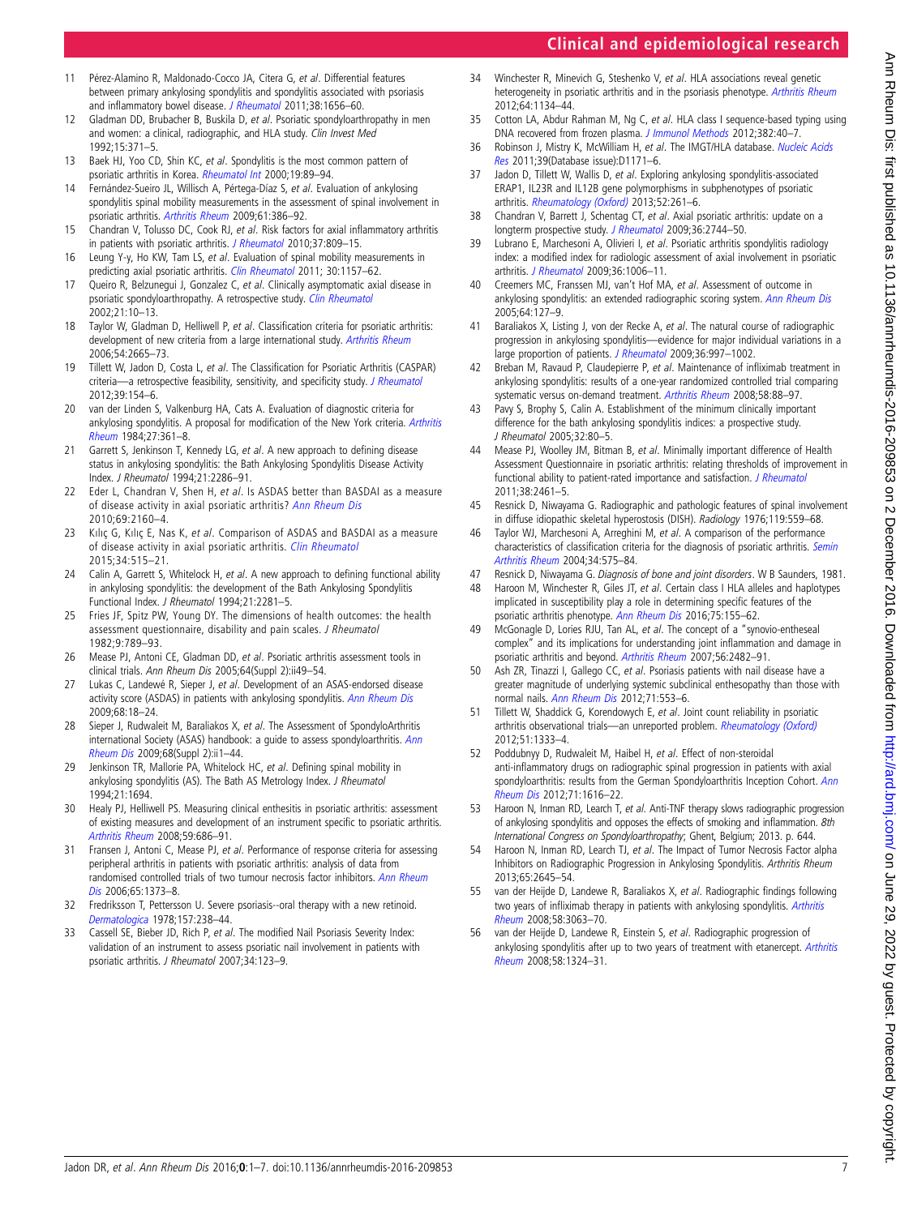11 Pérez-Alamino R, Maldonado-Cocco JA, Citera G, *et al*. Differential features between primary ankylosing spondylitis and spondylitis associated with psoriasis and inflammatory bowel disease. *J Rheumatol* 2011;38:1656–60.
12 Gladman DD, Brubacher B, Buskila D, *et al*. Psoriatic spondyloarthropathy in men and women: a clinical, radiographic, and HLA study. *Clin Invest Med* 1992;15:371–5.
13 Baek HJ, Yoo CD, Shin KC, *et al*. Spondylitis is the most common pattern of psoriatic arthritis in Korea. *Rheumatol Int* 2000;19:89–94.
14 Fernández-Sueiro JL, Willisch A, Pértega-Díaz S, *et al*. Evaluation of ankylosing spondylitis spinal mobility measurements in the assessment of spinal involvement in psoriatic arthritis. *Arthritis Rheum* 2009;61:386–92.
15 Chandran V, Tolusso DC, Cook RJ, *et al*. Risk factors for axial inflammatory arthritis in patients with psoriatic arthritis. *J Rheumatol* 2010;37:809–15.
16 Leung Y-y, Ho KW, Tam LS, *et al*. Evaluation of spinal mobility measurements in predicting axial psoriatic arthritis. *Clin Rheumatol* 2011; 30:1157–62.
17 Queiro R, Belzunegui J, Gonzalez C, *et al*. Clinically asymptomatic axial disease in psoriatic spondyloarthropathy. A retrospective study. *Clin Rheumatol* 2002;21:10–13.
18 Taylor W, Gladman D, Helliwell P, *et al*. Classification criteria for psoriatic arthritis: development of new criteria from a large international study. *Arthritis Rheum* 2006;54:2665–73.
19 Tillett W, Jadon D, Costa L, *et al*. The Classification for Psoriatic Arthritis (CASPAR) criteria—a retrospective feasibility, sensitivity, and specificity study. *J Rheumatol* 2012;39:154–6.
20 van der Linden S, Valkenburg HA, Cats A. Evaluation of diagnostic criteria for ankylosing spondylitis. A proposal for modification of the New York criteria. *Arthritis Rheum* 1984;27:361–8.
21 Garrett S, Jenkinson T, Kennedy LG, *et al*. A new approach to defining disease status in ankylosing spondylitis: the Bath Ankylosing Spondylitis Disease Activity Index. *J Rheumatol* 1994;21:2286–91.
22 Eder L, Chandran V, Shen H, *et al*. Is ASDAS better than BASDAI as a measure of disease activity in axial psoriatic arthritis? *Ann Rheum Dis* 2010;69:2160–4.
23 Kılıç G, Kılıç E, Nas K, *et al*. Comparison of ASDAS and BASDAI as a measure of disease activity in axial psoriatic arthritis. *Clin Rheumatol* 2015;34:515–21.
24 Calin A, Garrett S, Whitelock H, *et al*. A new approach to defining functional ability in ankylosing spondylitis: the development of the Bath Ankylosing Spondylitis Functional Index. *J Rheumatol* 1994;21:2281–5.
25 Fries JF, Spitz PW, Young DY. The dimensions of health outcomes: the health assessment questionnaire, disability and pain scales. *J Rheumatol* 1982;9:789–93.
26 Mease PJ, Antoni CE, Gladman DD, *et al*. Psoriatic arthritis assessment tools in clinical trials. *Ann Rheum Dis* 2005;64(Suppl 2):ii49–54.
27 Lukas C, Landewé R, Sieper J, *et al*. Development of an ASAS-endorsed disease activity score (ASDAS) in patients with ankylosing spondylitis. *Ann Rheum Dis* 2009;68:18–24.
28 Sieper J, Rudwaleit M, Baraliakos X, *et al*. The Assessment of SpondyloArthritis international Society (ASAS) handbook: a guide to assess spondyloarthritis. *Ann Rheum Dis* 2009;68(Suppl 2):ii1–44.
29 Jenkinson TR, Mallorie PA, Whitelock HC, *et al*. Defining spinal mobility in ankylosing spondylitis (AS). The Bath AS Metrology Index. *J Rheumatol* 1994;21:1694.
30 Healy PJ, Helliwell PS. Measuring clinical enthesitis in psoriatic arthritis: assessment of existing measures and development of an instrument specific to psoriatic arthritis. *Arthritis Rheum* 2008;59:686–91.
31 Fransen J, Antoni C, Mease PJ, *et al*. Performance of response criteria for assessing peripheral arthritis in patients with psoriatic arthritis: analysis of data from randomised controlled trials of two tumour necrosis factor inhibitors. *Ann Rheum Dis* 2006;65:1373–8.
32 Fredriksson T, Pettersson U. Severe psoriasis--oral therapy with a new retinoid. *Dermatologica* 1978;157:238–44.
33 Cassell SE, Bieber JD, Rich P, *et al*. The modified Nail Psoriasis Severity Index: validation of an instrument to assess psoriatic nail involvement in patients with psoriatic arthritis. *J Rheumatol* 2007;34:123–9.
34 Winchester R, Minevich G, Steshenko V, *et al*. HLA associations reveal genetic heterogeneity in psoriatic arthritis and in the psoriasis phenotype. *Arthritis Rheum* 2012;64:1134–44.
35 Cotton LA, Abdur Rahman M, Ng C, *et al*. HLA class I sequence-based typing using DNA recovered from frozen plasma. *J Immunol Methods* 2012;382:40–7.
36 Robinson J, Mistry K, McWilliam H, *et al*. The IMGT/HLA database. *Nucleic Acids Res* 2011;39(Database issue):D1171–6.
37 Jadon D, Tillett W, Wallis D, *et al*. Exploring ankylosing spondylitis-associated ERAP1, IL23R and IL12B gene polymorphisms in subphenotypes of psoriatic arthritis. *Rheumatology (Oxford)* 2013;52:261–6.
38 Chandran V, Barrett J, Schentag CT, *et al*. Axial psoriatic arthritis: update on a longterm prospective study. *J Rheumatol* 2009;36:2744–50.
39 Lubrano E, Marchesoni A, Olivieri I, *et al*. Psoriatic arthritis spondylitis radiology index: a modified index for radiologic assessment of axial involvement in psoriatic arthritis. *J Rheumatol* 2009;36:1006–11.
40 Creemers MC, Franssen MJ, van't Hof MA, *et al*. Assessment of outcome in ankylosing spondylitis: an extended radiographic scoring system. *Ann Rheum Dis* 2005;64:127–9.
41 Baraliakos X, Listing J, von der Recke A, *et al*. The natural course of radiographic progression in ankylosing spondylitis—evidence for major individual variations in a large proportion of patients. *J Rheumatol* 2009;36:997–1002.
42 Breban M, Ravaud P, Claudepierre P, *et al*. Maintenance of infliximab treatment in ankylosing spondylitis: results of a one-year randomized controlled trial comparing systematic versus on-demand treatment. *Arthritis Rheum* 2008;58:88–97.
43 Pavy S, Brophy S, Calin A. Establishment of the minimum clinically important difference for the bath ankylosing spondylitis indices: a prospective study. *J Rheumatol* 2005;32:80–5.
44 Mease PJ, Woolley JM, Bitman B, *et al*. Minimally important difference of Health Assessment Questionnaire in psoriatic arthritis: relating thresholds of improvement in functional ability to patient-rated importance and satisfaction. *J Rheumatol* 2011;38:2461–5.
45 Resnick D, Niwayama G. Radiographic and pathologic features of spinal involvement in diffuse idiopathic skeletal hyperostosis (DISH). *Radiology* 1976;119:559–68.
46 Taylor WJ, Marchesoni A, Arreghini M, *et al*. A comparison of the performance characteristics of classification criteria for the diagnosis of psoriatic arthritis. *Semin Arthritis Rheum* 2004;34:575–84.
47 Resnick D, Niwayama G. *Diagnosis of bone and joint disorders*. W B Saunders, 1981.
48 Haroon M, Winchester R, Giles JT, *et al*. Certain class I HLA alleles and haplotypes implicated in susceptibility play a role in determining specific features of the psoriatic arthritis phenotype. *Ann Rheum Dis* 2016;75:155–62.
49 McGonagle D, Lories RJU, Tan AL, *et al*. The concept of a "synovio-entheseal complex" and its implications for understanding joint inflammation and damage in psoriatic arthritis and beyond. *Arthritis Rheum* 2007;56:2482–91.
50 Ash ZR, Tinazzi I, Gallego CC, *et al*. Psoriasis patients with nail disease have a greater magnitude of underlying systemic subclinical enthesopathy than those with normal nails. *Ann Rheum Dis* 2012;71:553–6.
51 Tillett W, Shaddick G, Korendowych E, *et al*. Joint count reliability in psoriatic arthritis observational trials—an unreported problem. *Rheumatology (Oxford)* 2012;51:1333–4.
52 Poddubnyy D, Rudwaleit M, Haibel H, *et al*. Effect of non-steroidal anti-inflammatory drugs on radiographic spinal progression in patients with axial spondyloarthritis: results from the German Spondyloarthritis Inception Cohort. *Ann Rheum Dis* 2012;71:1616–22.
53 Haroon N, Inman RD, Learch T, *et al*. Anti-TNF therapy slows radiographic progression of ankylosing spondylitis and opposes the effects of smoking and inflammation. *8th International Congress on Spondyloarthropathy*; Ghent, Belgium; 2013. p. 644.
54 Haroon N, Inman RD, Learch TJ, *et al*. The Impact of Tumor Necrosis Factor alpha Inhibitors on Radiographic Progression in Ankylosing Spondylitis. *Arthritis Rheum* 2013;65:2645–54.
55 van der Heijde D, Landewe R, Baraliakos X, *et al*. Radiographic findings following two years of infliximab therapy in patients with ankylosing spondylitis. *Arthritis Rheum* 2008;58:3063–70.
56 van der Heijde D, Landewe R, Einstein S, *et al*. Radiographic progression of ankylosing spondylitis after up to two years of treatment with etanercept. *Arthritis Rheum* 2008;58:1324–31.